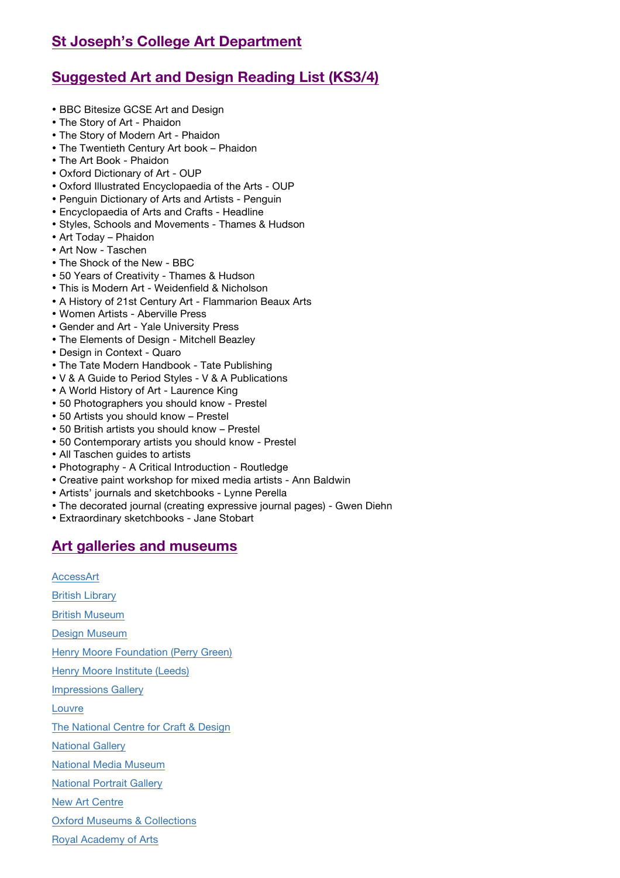## St Joseph's College Art Department

## Suggested Art and Design Reading List (KS3/4)

- BBC Bitesize GCSE Art and Design
- The Story of Art - Phaidon
- The Story of Modern Art - Phaidon
- The Twentieth Century Art book – Phaidon
- The Art Book - Phaidon
- Oxford Dictionary of Art - OUP
- Oxford Illustrated Encyclopaedia of the Arts - OUP
- Penguin Dictionary of Arts and Artists - Penguin
- Encyclopaedia of Arts and Crafts - Headline
- Styles, Schools and Movements - Thames & Hudson
- Art Today – Phaidon
- Art Now - Taschen
- The Shock of the New - BBC
- 50 Years of Creativity - Thames & Hudson
- This is Modern Art - Weidenfield & Nicholson
- A History of 21st Century Art - Flammarion Beaux Arts
- Women Artists - Aberville Press
- Gender and Art - Yale University Press
- The Elements of Design - Mitchell Beazley
- Design in Context - Quaro
- The Tate Modern Handbook - Tate Publishing
- V & A Guide to Period Styles - V & A Publications
- A World History of Art - Laurence King
- 50 Photographers you should know - Prestel
- 50 Artists you should know – Prestel
- 50 British artists you should know – Prestel
- 50 Contemporary artists you should know - Prestel
- All Taschen guides to artists
- Photography - A Critical Introduction - Routledge
- Creative paint workshop for mixed media artists - Ann Baldwin
- Artists' journals and sketchbooks - Lynne Perella
- The decorated journal (creating expressive journal pages) - Gwen Diehn
- Extraordinary sketchbooks - Jane Stobart

## Art galleries and museums

AccessArt

British Library

British Museum

Design Museum

Henry Moore Foundation (Perry Green)

Henry Moore Institute (Leeds)

Impressions Gallery

Louvre

The National Centre for Craft & Design

National Gallery

National Media Museum

National Portrait Gallery

New Art Centre

Oxford Museums & Collections

Royal Academy of Arts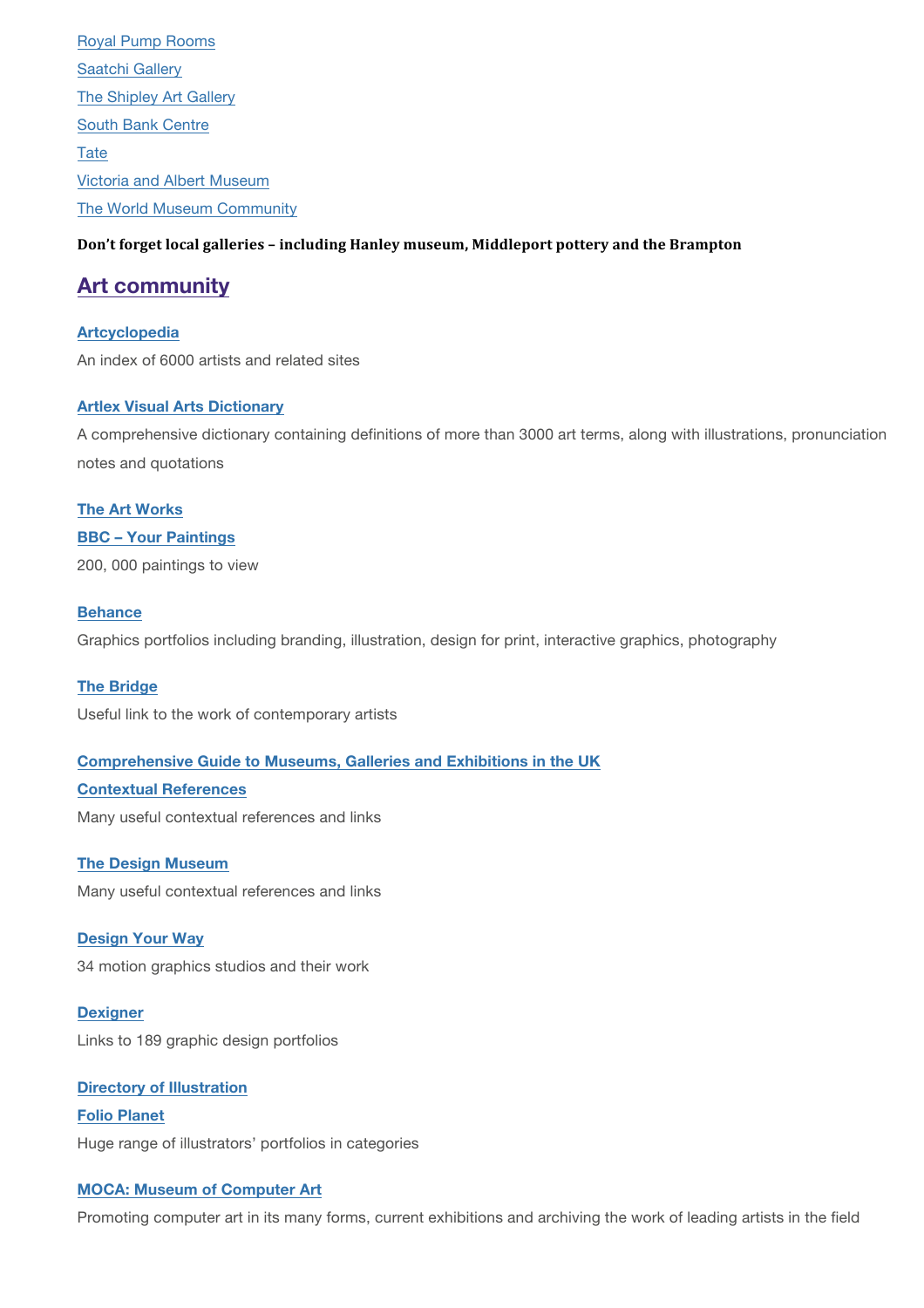Royal Pump Rooms

Saatchi Gallery

The Shipley Art Gallery

South Bank Centre

Tate

Victoria and Albert Museum

The World Museum Community

**Don't forget local galleries – including Hanley museum, Middleport pottery and the Brampton**

## Art community

**Artcyclopedia**

An index of 6000 artists and related sites

**Artlex Visual Arts Dictionary**

A comprehensive dictionary containing definitions of more than 3000 art terms, along with illustrations, pronunciation notes and quotations

**The Art Works**

**BBC – Your Paintings**

200, 000 paintings to view

**Behance**

Graphics portfolios including branding, illustration, design for print, interactive graphics, photography

**The Bridge**

Useful link to the work of contemporary artists

**Comprehensive Guide to Museums, Galleries and Exhibitions in the UK**

**Contextual References**

Many useful contextual references and links

**The Design Museum**

Many useful contextual references and links

**Design Your Way**

34 motion graphics studios and their work

**Dexigner**

Links to 189 graphic design portfolios

**Directory of Illustration**

**Folio Planet**

Huge range of illustrators' portfolios in categories

**MOCA: Museum of Computer Art**

Promoting computer art in its many forms, current exhibitions and archiving the work of leading artists in the field